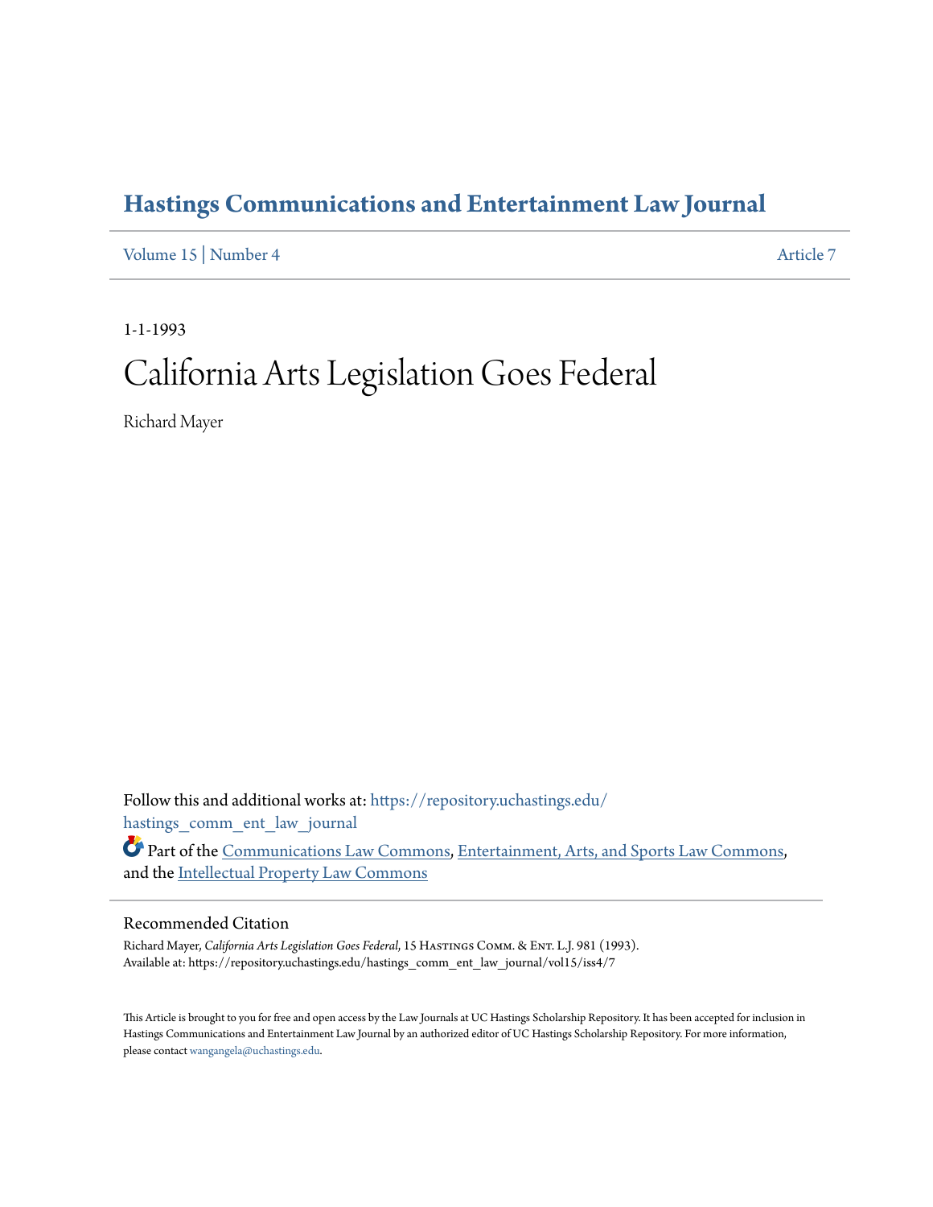# Hastings Communications and Entertainment Law Journal

Volume 15 | Number 4 Article 7

1-1-1993

# California Arts Legislation Goes Federal

Richard Mayer

Follow this and additional works at: https://repository.uchastings.edu/hastings_comm_ent_law_journal

Part of the Communications Law Commons, Entertainment, Arts, and Sports Law Commons, and the Intellectual Property Law Commons

## Recommended Citation

Richard Mayer, *California Arts Legislation Goes Federal*, 15 Hastings Comm. & Ent. L.J. 981 (1993).
Available at: https://repository.uchastings.edu/hastings_comm_ent_law_journal/vol15/iss4/7

This Article is brought to you for free and open access by the Law Journals at UC Hastings Scholarship Repository. It has been accepted for inclusion in Hastings Communications and Entertainment Law Journal by an authorized editor of UC Hastings Scholarship Repository. For more information, please contact wangangela@uchastings.edu.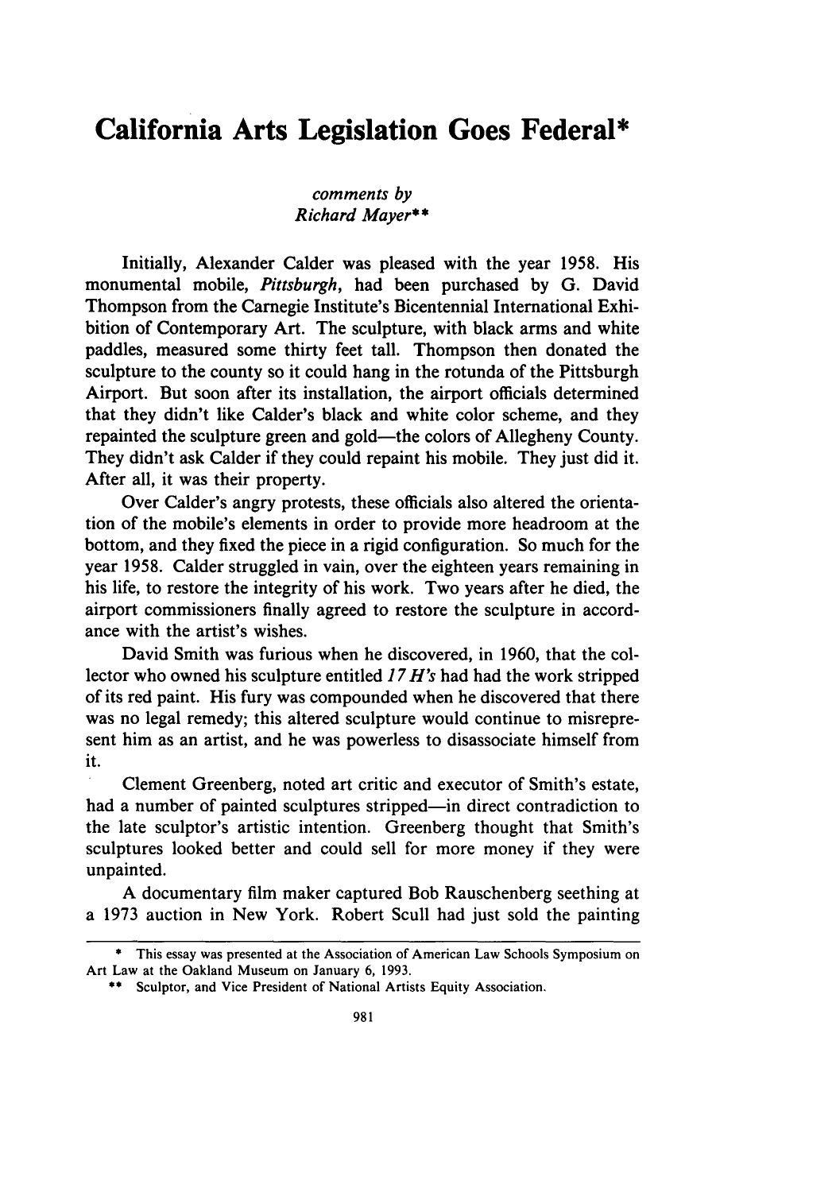# California Arts Legislation Goes Federal*

*comments by*
*Richard Mayer***

Initially, Alexander Calder was pleased with the year 1958. His monumental mobile, *Pittsburgh*, had been purchased by G. David Thompson from the Carnegie Institute's Bicentennial International Exhibition of Contemporary Art. The sculpture, with black arms and white paddles, measured some thirty feet tall. Thompson then donated the sculpture to the county so it could hang in the rotunda of the Pittsburgh Airport. But soon after its installation, the airport officials determined that they didn't like Calder's black and white color scheme, and they repainted the sculpture green and gold—the colors of Allegheny County. They didn't ask Calder if they could repaint his mobile. They just did it. After all, it was their property.

Over Calder's angry protests, these officials also altered the orientation of the mobile's elements in order to provide more headroom at the bottom, and they fixed the piece in a rigid configuration. So much for the year 1958. Calder struggled in vain, over the eighteen years remaining in his life, to restore the integrity of his work. Two years after he died, the airport commissioners finally agreed to restore the sculpture in accordance with the artist's wishes.

David Smith was furious when he discovered, in 1960, that the collector who owned his sculpture entitled *17 H's* had had the work stripped of its red paint. His fury was compounded when he discovered that there was no legal remedy; this altered sculpture would continue to misrepresent him as an artist, and he was powerless to disassociate himself from it.

Clement Greenberg, noted art critic and executor of Smith's estate, had a number of painted sculptures stripped—in direct contradiction to the late sculptor's artistic intention. Greenberg thought that Smith's sculptures looked better and could sell for more money if they were unpainted.

A documentary film maker captured Bob Rauschenberg seething at a 1973 auction in New York. Robert Scull had just sold the painting

\* This essay was presented at the Association of American Law Schools Symposium on Art Law at the Oakland Museum on January 6, 1993.

\*\* Sculptor, and Vice President of National Artists Equity Association.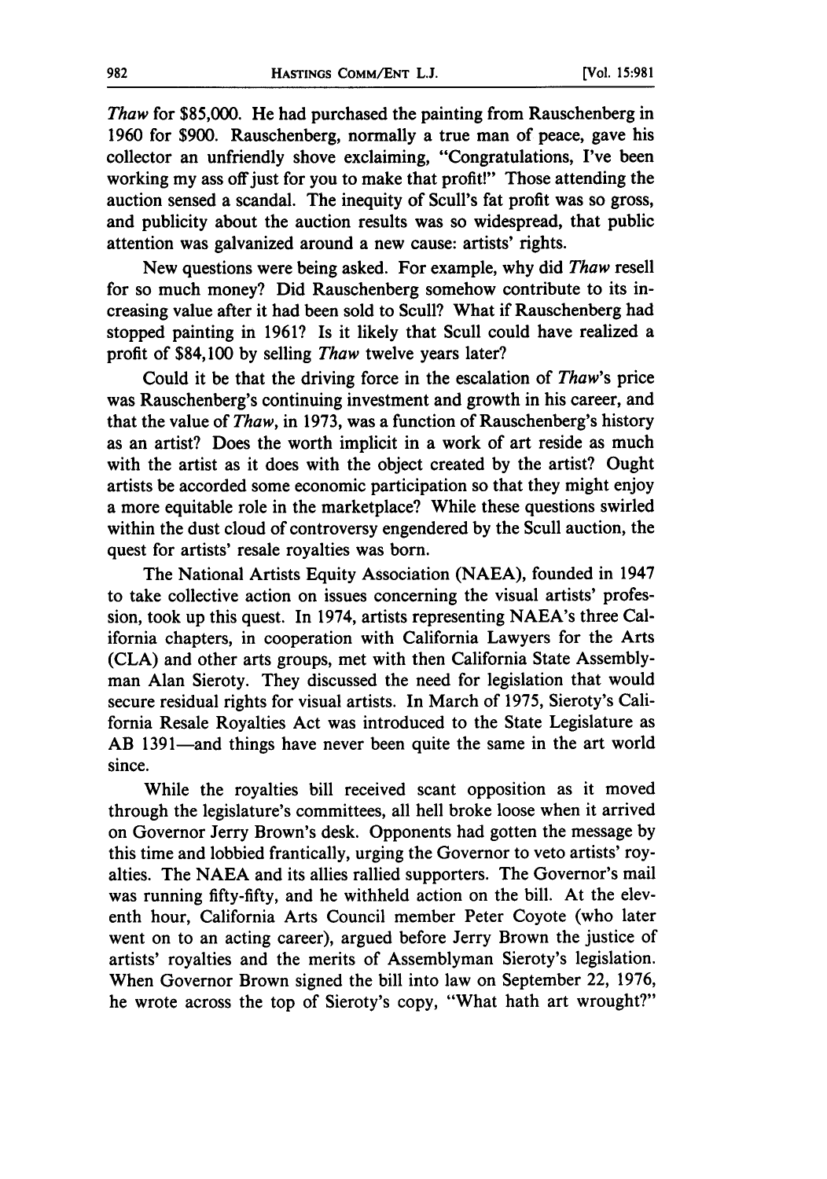*Thaw* for $85,000. He had purchased the painting from Rauschenberg in 1960 for $900. Rauschenberg, normally a true man of peace, gave his collector an unfriendly shove exclaiming, "Congratulations, I've been working my ass off just for you to make that profit!" Those attending the auction sensed a scandal. The inequity of Scull's fat profit was so gross, and publicity about the auction results was so widespread, that public attention was galvanized around a new cause: artists' rights.

New questions were being asked. For example, why did *Thaw* resell for so much money? Did Rauschenberg somehow contribute to its increasing value after it had been sold to Scull? What if Rauschenberg had stopped painting in 1961? Is it likely that Scull could have realized a profit of $84,100 by selling *Thaw* twelve years later?

Could it be that the driving force in the escalation of *Thaw*'s price was Rauschenberg's continuing investment and growth in his career, and that the value of *Thaw*, in 1973, was a function of Rauschenberg's history as an artist? Does the worth implicit in a work of art reside as much with the artist as it does with the object created by the artist? Ought artists be accorded some economic participation so that they might enjoy a more equitable role in the marketplace? While these questions swirled within the dust cloud of controversy engendered by the Scull auction, the quest for artists' resale royalties was born.

The National Artists Equity Association (NAEA), founded in 1947 to take collective action on issues concerning the visual artists' profession, took up this quest. In 1974, artists representing NAEA's three California chapters, in cooperation with California Lawyers for the Arts (CLA) and other arts groups, met with then California State Assemblyman Alan Sieroty. They discussed the need for legislation that would secure residual rights for visual artists. In March of 1975, Sieroty's California Resale Royalties Act was introduced to the State Legislature as AB 1391—and things have never been quite the same in the art world since.

While the royalties bill received scant opposition as it moved through the legislature's committees, all hell broke loose when it arrived on Governor Jerry Brown's desk. Opponents had gotten the message by this time and lobbied frantically, urging the Governor to veto artists' royalties. The NAEA and its allies rallied supporters. The Governor's mail was running fifty-fifty, and he withheld action on the bill. At the eleventh hour, California Arts Council member Peter Coyote (who later went on to an acting career), argued before Jerry Brown the justice of artists' royalties and the merits of Assemblyman Sieroty's legislation. When Governor Brown signed the bill into law on September 22, 1976, he wrote across the top of Sieroty's copy, "What hath art wrought?"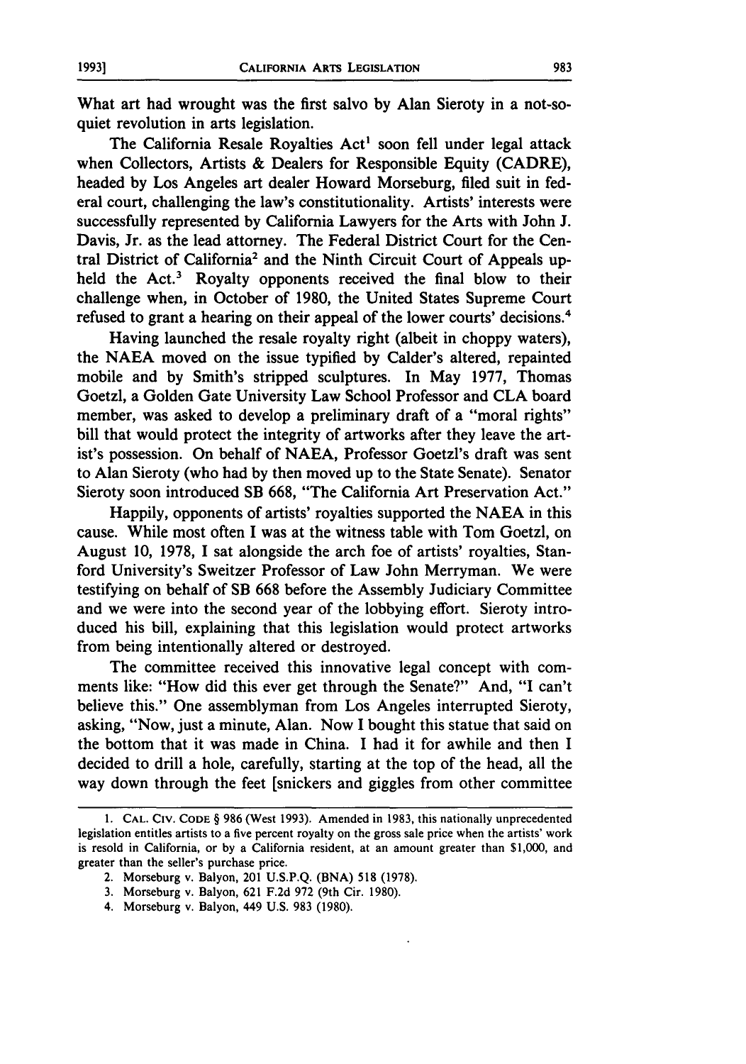What art had wrought was the first salvo by Alan Sieroty in a not-so-quiet revolution in arts legislation.

The California Resale Royalties Act[1] soon fell under legal attack when Collectors, Artists & Dealers for Responsible Equity (CADRE), headed by Los Angeles art dealer Howard Morseburg, filed suit in federal court, challenging the law's constitutionality. Artists' interests were successfully represented by California Lawyers for the Arts with John J. Davis, Jr. as the lead attorney. The Federal District Court for the Central District of California[2] and the Ninth Circuit Court of Appeals upheld the Act.[3] Royalty opponents received the final blow to their challenge when, in October of 1980, the United States Supreme Court refused to grant a hearing on their appeal of the lower courts' decisions.[4]

Having launched the resale royalty right (albeit in choppy waters), the NAEA moved on the issue typified by Calder's altered, repainted mobile and by Smith's stripped sculptures. In May 1977, Thomas Goetzl, a Golden Gate University Law School Professor and CLA board member, was asked to develop a preliminary draft of a "moral rights" bill that would protect the integrity of artworks after they leave the artist's possession. On behalf of NAEA, Professor Goetzl's draft was sent to Alan Sieroty (who had by then moved up to the State Senate). Senator Sieroty soon introduced SB 668, "The California Art Preservation Act."

Happily, opponents of artists' royalties supported the NAEA in this cause. While most often I was at the witness table with Tom Goetzl, on August 10, 1978, I sat alongside the arch foe of artists' royalties, Stanford University's Sweitzer Professor of Law John Merryman. We were testifying on behalf of SB 668 before the Assembly Judiciary Committee and we were into the second year of the lobbying effort. Sieroty introduced his bill, explaining that this legislation would protect artworks from being intentionally altered or destroyed.

The committee received this innovative legal concept with comments like: "How did this ever get through the Senate?" And, "I can't believe this." One assemblyman from Los Angeles interrupted Sieroty, asking, "Now, just a minute, Alan. Now I bought this statue that said on the bottom that it was made in China. I had it for awhile and then I decided to drill a hole, carefully, starting at the top of the head, all the way down through the feet [snickers and giggles from other committee

---

1. CAL. CIV. CODE § 986 (West 1993). Amended in 1983, this nationally unprecedented legislation entitles artists to a five percent royalty on the gross sale price when the artists' work is resold in California, or by a California resident, at an amount greater than $1,000, and greater than the seller's purchase price.

2. Morseburg v. Balyon, 201 U.S.P.Q. (BNA) 518 (1978).

3. Morseburg v. Balyon, 621 F.2d 972 (9th Cir. 1980).

4. Morseburg v. Balyon, 449 U.S. 983 (1980).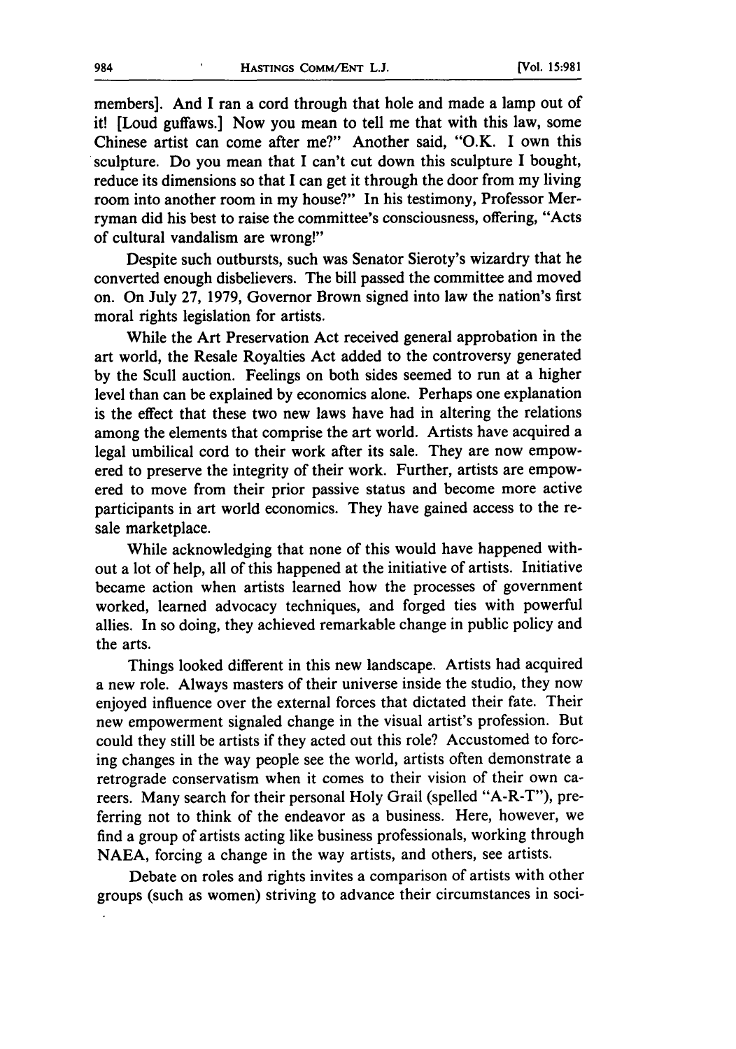members]. And I ran a cord through that hole and made a lamp out of it! [Loud guffaws.] Now you mean to tell me that with this law, some Chinese artist can come after me?" Another said, "O.K. I own this sculpture. Do you mean that I can't cut down this sculpture I bought, reduce its dimensions so that I can get it through the door from my living room into another room in my house?" In his testimony, Professor Merryman did his best to raise the committee's consciousness, offering, "Acts of cultural vandalism are wrong!"

Despite such outbursts, such was Senator Sieroty's wizardry that he converted enough disbelievers. The bill passed the committee and moved on. On July 27, 1979, Governor Brown signed into law the nation's first moral rights legislation for artists.

While the Art Preservation Act received general approbation in the art world, the Resale Royalties Act added to the controversy generated by the Scull auction. Feelings on both sides seemed to run at a higher level than can be explained by economics alone. Perhaps one explanation is the effect that these two new laws have had in altering the relations among the elements that comprise the art world. Artists have acquired a legal umbilical cord to their work after its sale. They are now empowered to preserve the integrity of their work. Further, artists are empowered to move from their prior passive status and become more active participants in art world economics. They have gained access to the resale marketplace.

While acknowledging that none of this would have happened without a lot of help, all of this happened at the initiative of artists. Initiative became action when artists learned how the processes of government worked, learned advocacy techniques, and forged ties with powerful allies. In so doing, they achieved remarkable change in public policy and the arts.

Things looked different in this new landscape. Artists had acquired a new role. Always masters of their universe inside the studio, they now enjoyed influence over the external forces that dictated their fate. Their new empowerment signaled change in the visual artist's profession. But could they still be artists if they acted out this role? Accustomed to forcing changes in the way people see the world, artists often demonstrate a retrograde conservatism when it comes to their vision of their own careers. Many search for their personal Holy Grail (spelled "A-R-T"), preferring not to think of the endeavor as a business. Here, however, we find a group of artists acting like business professionals, working through NAEA, forcing a change in the way artists, and others, see artists.

Debate on roles and rights invites a comparison of artists with other groups (such as women) striving to advance their circumstances in soci-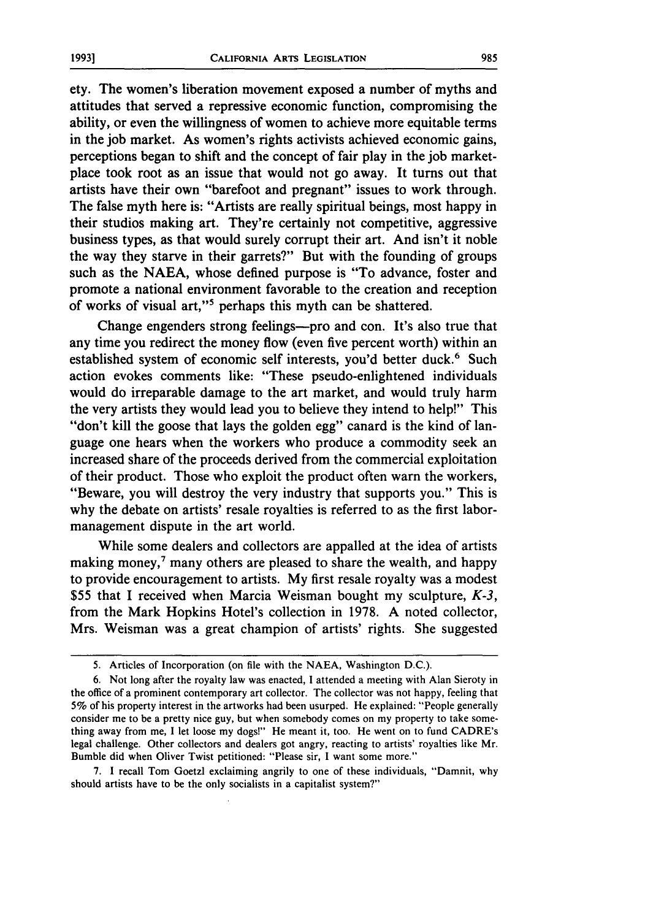ety. The women's liberation movement exposed a number of myths and attitudes that served a repressive economic function, compromising the ability, or even the willingness of women to achieve more equitable terms in the job market. As women's rights activists achieved economic gains, perceptions began to shift and the concept of fair play in the job marketplace took root as an issue that would not go away. It turns out that artists have their own "barefoot and pregnant" issues to work through. The false myth here is: "Artists are really spiritual beings, most happy in their studios making art. They're certainly not competitive, aggressive business types, as that would surely corrupt their art. And isn't it noble the way they starve in their garrets?" But with the founding of groups such as the NAEA, whose defined purpose is "To advance, foster and promote a national environment favorable to the creation and reception of works of visual art,"[5] perhaps this myth can be shattered.

Change engenders strong feelings—pro and con. It's also true that any time you redirect the money flow (even five percent worth) within an established system of economic self interests, you'd better duck.[6] Such action evokes comments like: "These pseudo-enlightened individuals would do irreparable damage to the art market, and would truly harm the very artists they would lead you to believe they intend to help!" This "don't kill the goose that lays the golden egg" canard is the kind of language one hears when the workers who produce a commodity seek an increased share of the proceeds derived from the commercial exploitation of their product. Those who exploit the product often warn the workers, "Beware, you will destroy the very industry that supports you." This is why the debate on artists' resale royalties is referred to as the first labor-management dispute in the art world.

While some dealers and collectors are appalled at the idea of artists making money,[7] many others are pleased to share the wealth, and happy to provide encouragement to artists. My first resale royalty was a modest $55 that I received when Marcia Weisman bought my sculpture, *K-3*, from the Mark Hopkins Hotel's collection in 1978. A noted collector, Mrs. Weisman was a great champion of artists' rights. She suggested

---

5. Articles of Incorporation (on file with the NAEA, Washington D.C.).

6. Not long after the royalty law was enacted, I attended a meeting with Alan Sieroty in the office of a prominent contemporary art collector. The collector was not happy, feeling that 5% of his property interest in the artworks had been usurped. He explained: "People generally consider me to be a pretty nice guy, but when somebody comes on my property to take something away from me, I let loose my dogs!" He meant it, too. He went on to fund CADRE's legal challenge. Other collectors and dealers got angry, reacting to artists' royalties like Mr. Bumble did when Oliver Twist petitioned: "Please sir, I want some more."

7. I recall Tom Goetzl exclaiming angrily to one of these individuals, "Damnit, why should artists have to be the only socialists in a capitalist system?"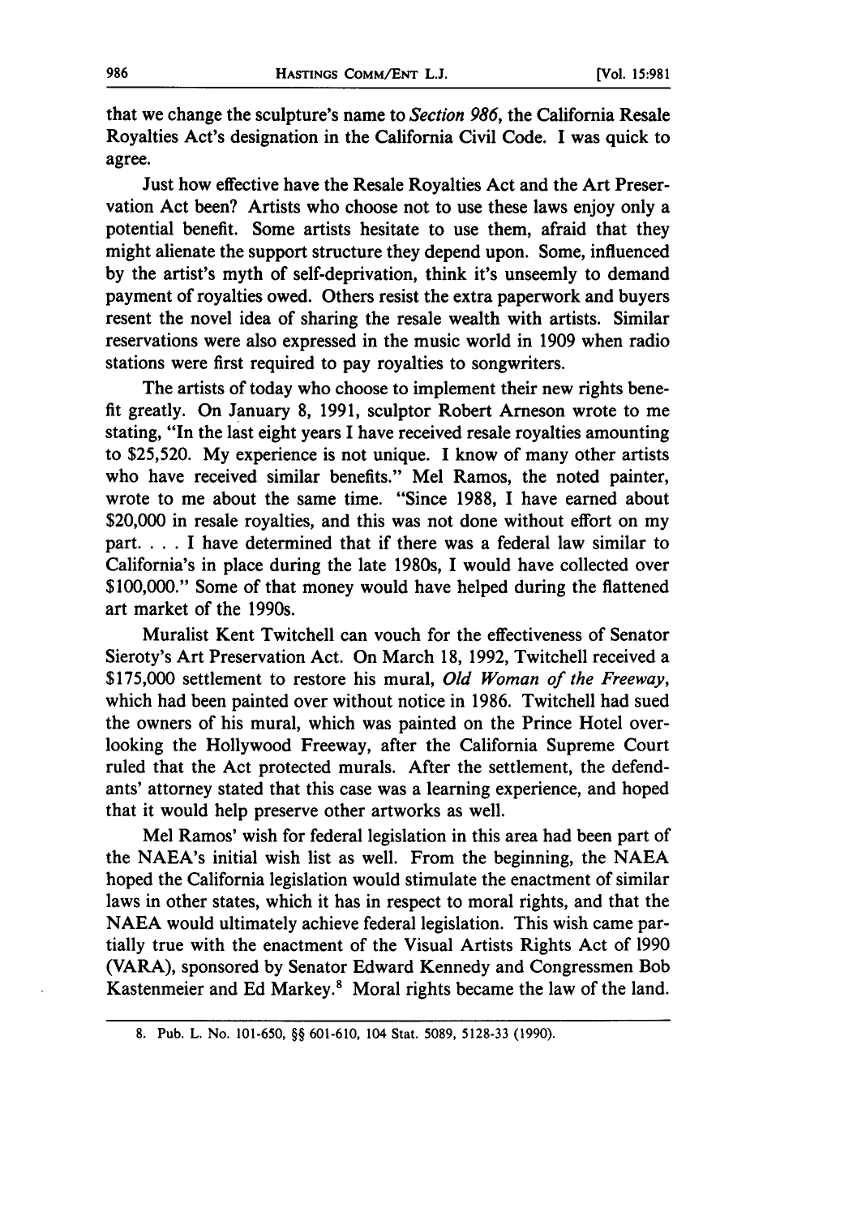that we change the sculpture's name to *Section 986*, the California Resale Royalties Act's designation in the California Civil Code. I was quick to agree.

Just how effective have the Resale Royalties Act and the Art Preservation Act been? Artists who choose not to use these laws enjoy only a potential benefit. Some artists hesitate to use them, afraid that they might alienate the support structure they depend upon. Some, influenced by the artist's myth of self-deprivation, think it's unseemly to demand payment of royalties owed. Others resist the extra paperwork and buyers resent the novel idea of sharing the resale wealth with artists. Similar reservations were also expressed in the music world in 1909 when radio stations were first required to pay royalties to songwriters.

The artists of today who choose to implement their new rights benefit greatly. On January 8, 1991, sculptor Robert Arneson wrote to me stating, "In the last eight years I have received resale royalties amounting to $25,520. My experience is not unique. I know of many other artists who have received similar benefits." Mel Ramos, the noted painter, wrote to me about the same time. "Since 1988, I have earned about $20,000 in resale royalties, and this was not done without effort on my part. . . . I have determined that if there was a federal law similar to California's in place during the late 1980s, I would have collected over $100,000." Some of that money would have helped during the flattened art market of the 1990s.

Muralist Kent Twitchell can vouch for the effectiveness of Senator Sieroty's Art Preservation Act. On March 18, 1992, Twitchell received a $175,000 settlement to restore his mural, *Old Woman of the Freeway*, which had been painted over without notice in 1986. Twitchell had sued the owners of his mural, which was painted on the Prince Hotel overlooking the Hollywood Freeway, after the California Supreme Court ruled that the Act protected murals. After the settlement, the defendants' attorney stated that this case was a learning experience, and hoped that it would help preserve other artworks as well.

Mel Ramos' wish for federal legislation in this area had been part of the NAEA's initial wish list as well. From the beginning, the NAEA hoped the California legislation would stimulate the enactment of similar laws in other states, which it has in respect to moral rights, and that the NAEA would ultimately achieve federal legislation. This wish came partially true with the enactment of the Visual Artists Rights Act of 1990 (VARA), sponsored by Senator Edward Kennedy and Congressmen Bob Kastenmeier and Ed Markey.[8] Moral rights became the law of the land.

---

8. Pub. L. No. 101-650, §§ 601-610, 104 Stat. 5089, 5128-33 (1990).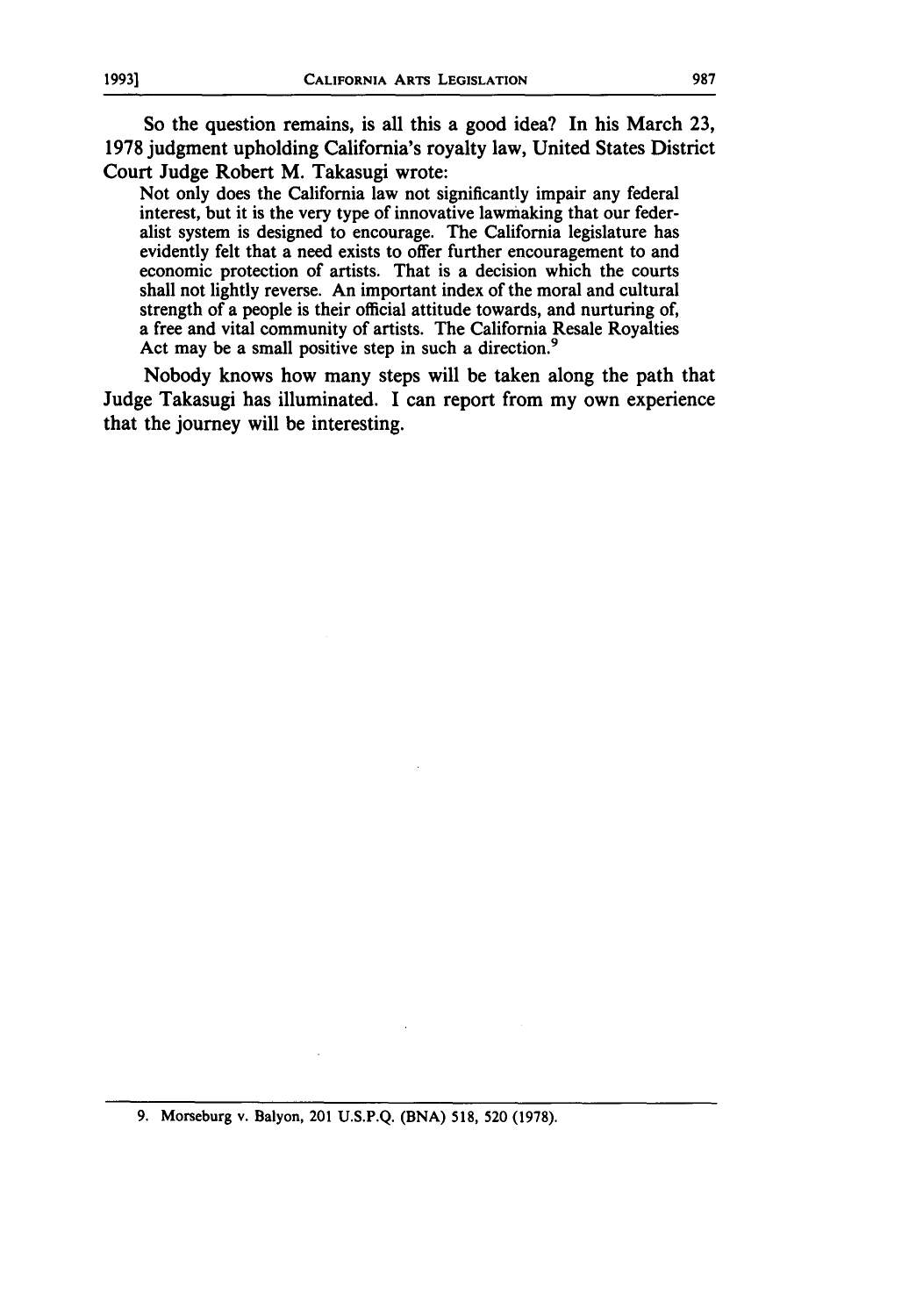So the question remains, is all this a good idea? In his March 23, 1978 judgment upholding California's royalty law, United States District Court Judge Robert M. Takasugi wrote:

> Not only does the California law not significantly impair any federal interest, but it is the very type of innovative lawmaking that our federalist system is designed to encourage. The California legislature has evidently felt that a need exists to offer further encouragement to and economic protection of artists. That is a decision which the courts shall not lightly reverse. An important index of the moral and cultural strength of a people is their official attitude towards, and nurturing of, a free and vital community of artists. The California Resale Royalties Act may be a small positive step in such a direction.[9]

Nobody knows how many steps will be taken along the path that Judge Takasugi has illuminated. I can report from my own experience that the journey will be interesting.

---

9. Morseburg v. Balyon, 201 U.S.P.Q. (BNA) 518, 520 (1978).